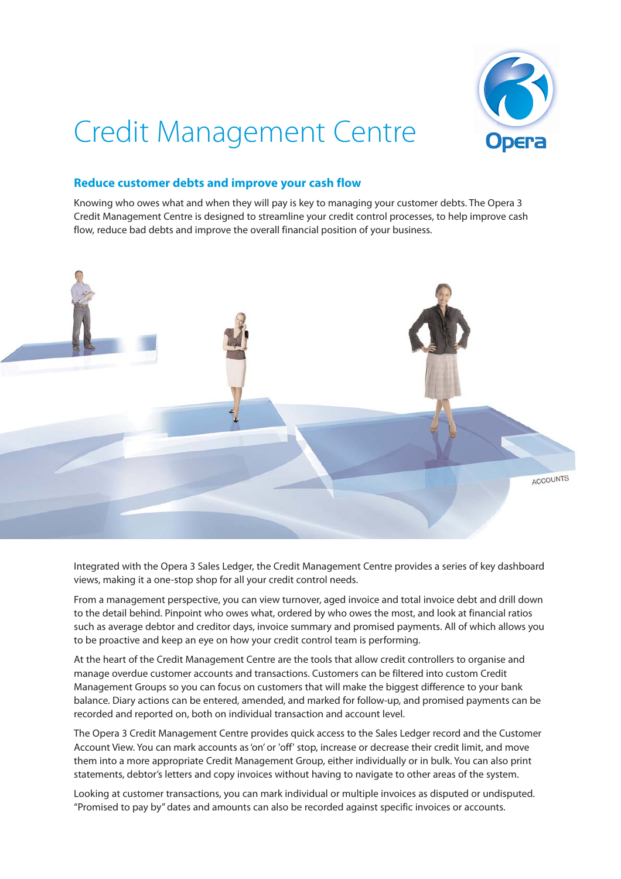# Credit Management Centre

## Reduce customer debts and improve your cash flow

Knowing who owes what and when they will pay is key to managing your customer debts. The Opera 3 Credit Management Centre is designed to streamline your credit control processes, to help improve cash flow, reduce bad debts and improve the overall financial position of your business.

Integrated with the Opera 3 Sales Ledger, the Credit Management Centre provides a series of key dashboard views, making it a one-stop shop for all your credit control needs.

From a management perspective, you can view turnover, aged invoice and total invoice debt and drill down to the detail behind. Pinpoint who owes what, ordered by who owes the most, and look at financial ratios such as average debtor and creditor days, invoice summary and promised payments. All of which allows you to be proactive and keep an eye on how your credit control team is performing.

At the heart of the Credit Management Centre are the tools that allow credit controllers to organise and manage overdue customer accounts and transactions. Customers can be filtered into custom Credit Management Groups so you can focus on customers that will make the biggest difference to your bank balance. Diary actions can be entered, amended, and marked for follow-up, and promised payments can be recorded and reported on, both on individual transaction and account level.

The Opera 3 Credit Management Centre provides quick access to the Sales Ledger record and the Customer Account View. You can mark accounts as 'on' or 'off' stop, increase or decrease their credit limit, and move them into a more appropriate Credit Management Group, either individually or in bulk. You can also print statements, debtor's letters and copy invoices without having to navigate to other areas of the system.

Looking at customer transactions, you can mark individual or multiple invoices as disputed or undisputed. "Promised to pay by" dates and amounts can also be recorded against specific invoices or accounts.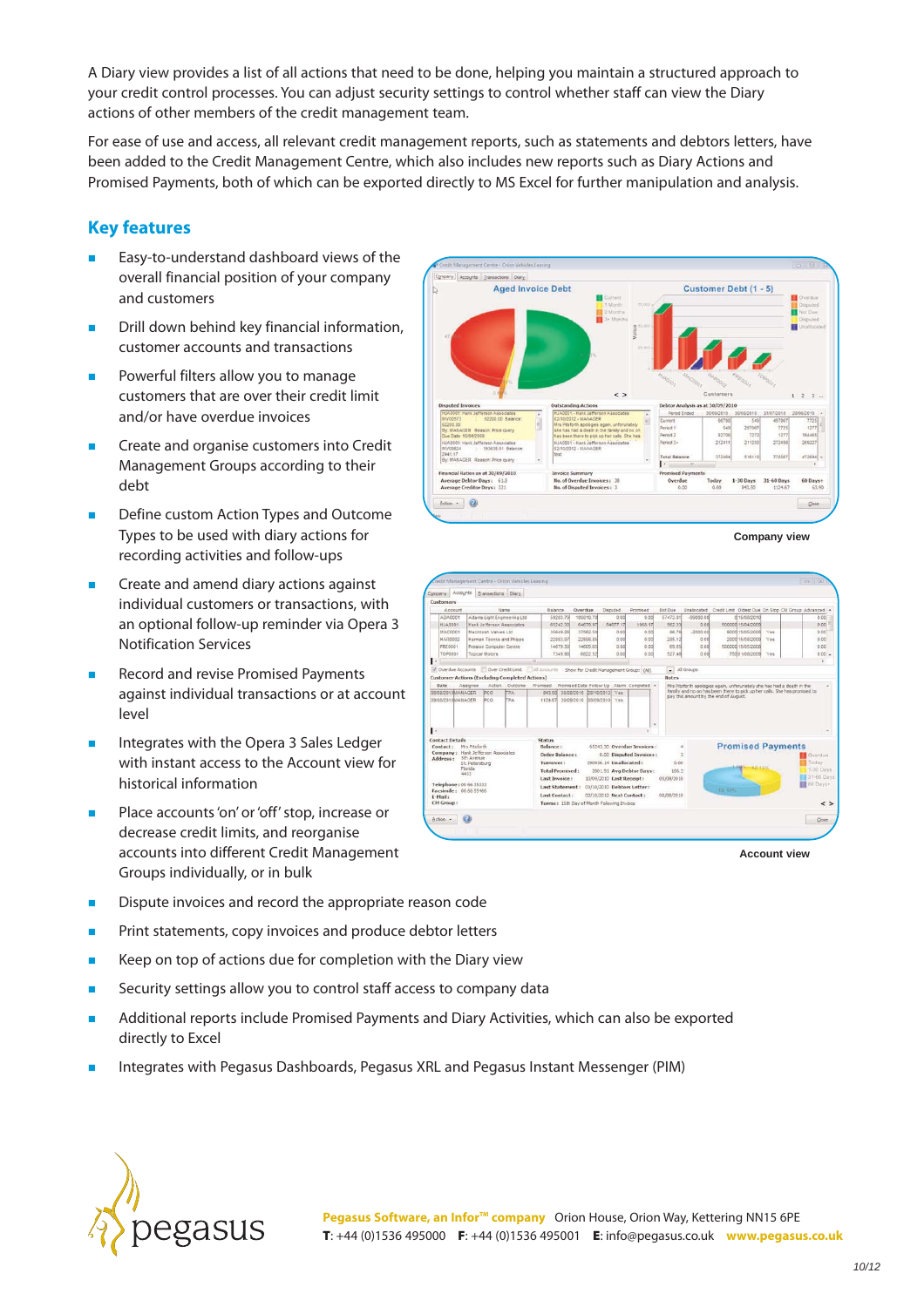A Diary view provides a list of all actions that need to be done, helping you maintain a structured approach to your credit control processes. You can adjust security settings to control whether staff can view the Diary actions of other members of the credit management team.

For ease of use and access, all relevant credit management reports, such as statements and debtors letters, have been added to the Credit Management Centre, which also includes new reports such as Diary Actions and Promised Payments, both of which can be exported directly to MS Excel for further manipulation and analysis.

## Key features

- Easy-to-understand dashboard views of the overall financial position of your company and customers
- Drill down behind key financial information, customer accounts and transactions
- Powerful filters allow you to manage customers that are over their credit limit and/or have overdue invoices
- Create and organise customers into Credit Management Groups according to their debt
- Define custom Action Types and Outcome Types to be used with diary actions for recording activities and follow-ups
- Create and amend diary actions against individual customers or transactions, with an optional follow-up reminder via Opera 3 Notification Services
- Record and revise Promised Payments against individual transactions or at account level
- Integrates with the Opera 3 Sales Ledger with instant access to the Account view for historical information
- Place accounts 'on' or 'off' stop, increase or decrease credit limits, and reorganise accounts into different Credit Management Groups individually, or in bulk
- Dispute invoices and record the appropriate reason code
- Print statements, copy invoices and produce debtor letters
- Keep on top of actions due for completion with the Diary view
- Security settings allow you to control staff access to company data
- Additional reports include Promised Payments and Diary Activities, which can also be exported directly to Excel
- Integrates with Pegasus Dashboards, Pegasus XRL and Pegasus Instant Messenger (PIM)

Company view

Account view

pegasus

**Pegasus Software, an Infor™ company** Orion House, Orion Way, Kettering NN15 6PE
**T**: +44 (0)1536 495000 **F**: +44 (0)1536 495001 **E**: info@pegasus.co.uk **www.pegasus.co.uk**